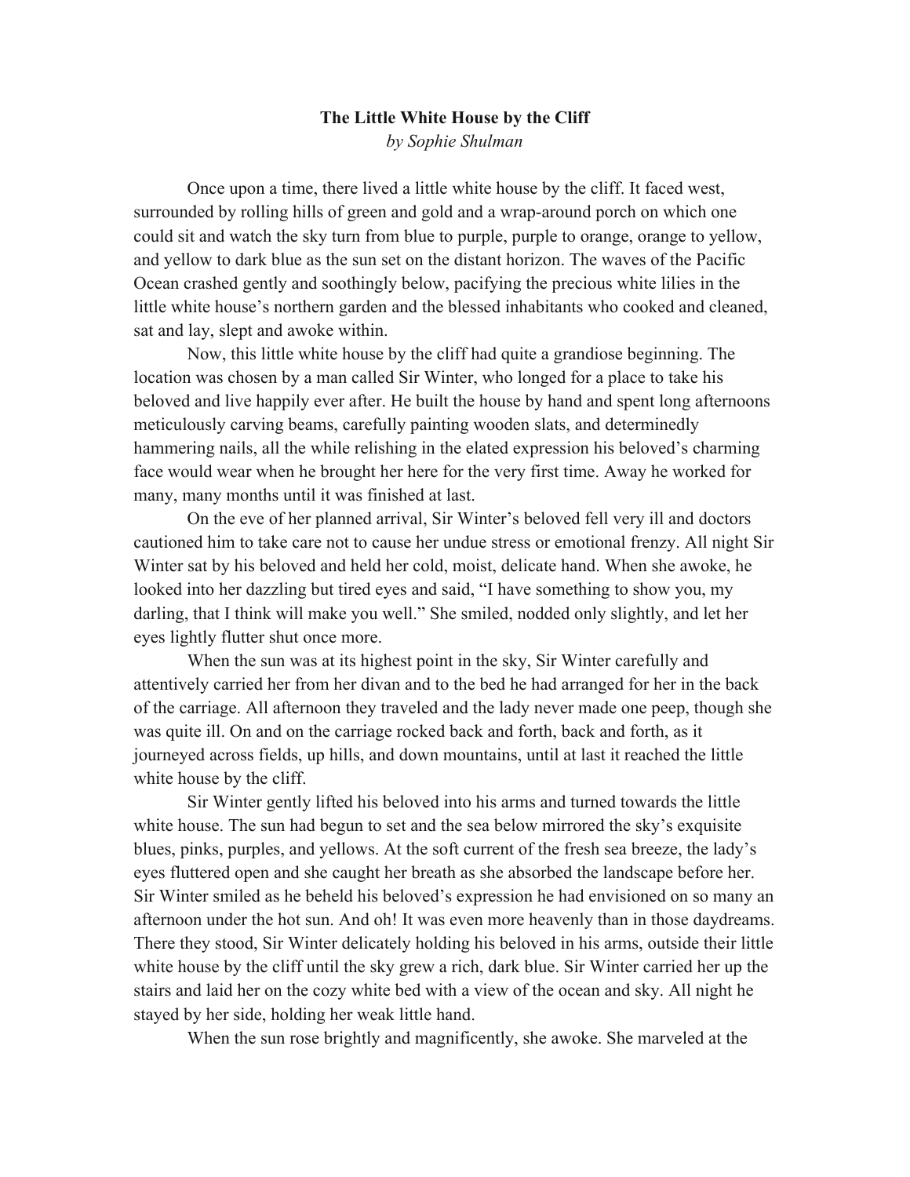**The Little White House by the Cliff**

*by Sophie Shulman*

Once upon a time, there lived a little white house by the cliff. It faced west, surrounded by rolling hills of green and gold and a wrap-around porch on which one could sit and watch the sky turn from blue to purple, purple to orange, orange to yellow, and yellow to dark blue as the sun set on the distant horizon. The waves of the Pacific Ocean crashed gently and soothingly below, pacifying the precious white lilies in the little white house's northern garden and the blessed inhabitants who cooked and cleaned, sat and lay, slept and awoke within.

Now, this little white house by the cliff had quite a grandiose beginning. The location was chosen by a man called Sir Winter, who longed for a place to take his beloved and live happily ever after. He built the house by hand and spent long afternoons meticulously carving beams, carefully painting wooden slats, and determinedly hammering nails, all the while relishing in the elated expression his beloved's charming face would wear when he brought her here for the very first time. Away he worked for many, many months until it was finished at last.

On the eve of her planned arrival, Sir Winter's beloved fell very ill and doctors cautioned him to take care not to cause her undue stress or emotional frenzy. All night Sir Winter sat by his beloved and held her cold, moist, delicate hand. When she awoke, he looked into her dazzling but tired eyes and said, "I have something to show you, my darling, that I think will make you well." She smiled, nodded only slightly, and let her eyes lightly flutter shut once more.

When the sun was at its highest point in the sky, Sir Winter carefully and attentively carried her from her divan and to the bed he had arranged for her in the back of the carriage. All afternoon they traveled and the lady never made one peep, though she was quite ill. On and on the carriage rocked back and forth, back and forth, as it journeyed across fields, up hills, and down mountains, until at last it reached the little white house by the cliff.

Sir Winter gently lifted his beloved into his arms and turned towards the little white house. The sun had begun to set and the sea below mirrored the sky's exquisite blues, pinks, purples, and yellows. At the soft current of the fresh sea breeze, the lady's eyes fluttered open and she caught her breath as she absorbed the landscape before her. Sir Winter smiled as he beheld his beloved's expression he had envisioned on so many an afternoon under the hot sun. And oh! It was even more heavenly than in those daydreams. There they stood, Sir Winter delicately holding his beloved in his arms, outside their little white house by the cliff until the sky grew a rich, dark blue. Sir Winter carried her up the stairs and laid her on the cozy white bed with a view of the ocean and sky. All night he stayed by her side, holding her weak little hand.

When the sun rose brightly and magnificently, she awoke. She marveled at the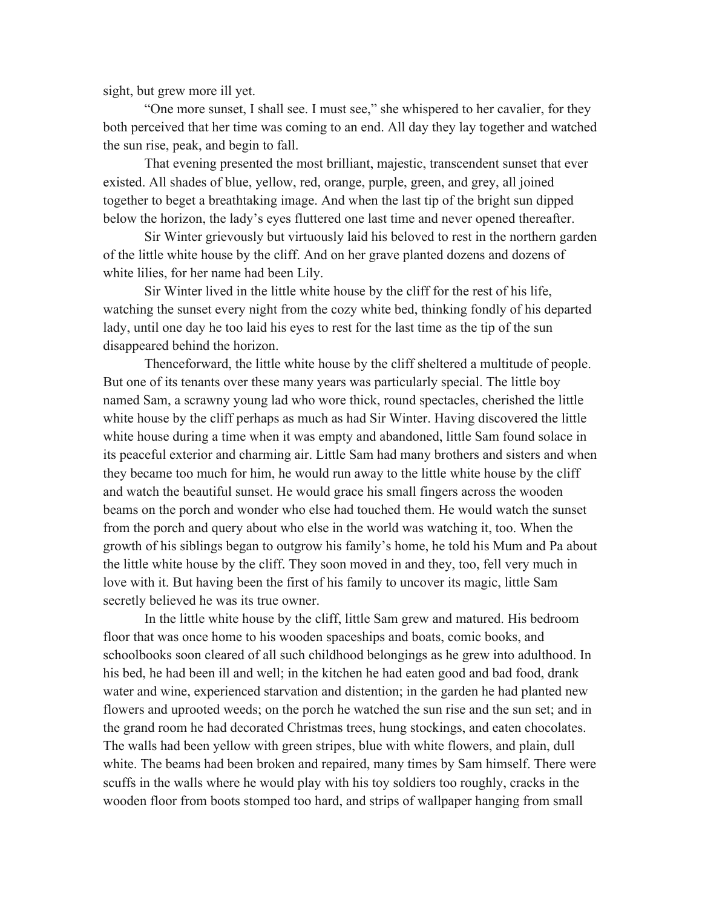sight, but grew more ill yet.

"One more sunset, I shall see. I must see," she whispered to her cavalier, for they both perceived that her time was coming to an end. All day they lay together and watched the sun rise, peak, and begin to fall.

That evening presented the most brilliant, majestic, transcendent sunset that ever existed. All shades of blue, yellow, red, orange, purple, green, and grey, all joined together to beget a breathtaking image. And when the last tip of the bright sun dipped below the horizon, the lady's eyes fluttered one last time and never opened thereafter.

Sir Winter grievously but virtuously laid his beloved to rest in the northern garden of the little white house by the cliff. And on her grave planted dozens and dozens of white lilies, for her name had been Lily.

Sir Winter lived in the little white house by the cliff for the rest of his life, watching the sunset every night from the cozy white bed, thinking fondly of his departed lady, until one day he too laid his eyes to rest for the last time as the tip of the sun disappeared behind the horizon.

Thenceforward, the little white house by the cliff sheltered a multitude of people. But one of its tenants over these many years was particularly special. The little boy named Sam, a scrawny young lad who wore thick, round spectacles, cherished the little white house by the cliff perhaps as much as had Sir Winter. Having discovered the little white house during a time when it was empty and abandoned, little Sam found solace in its peaceful exterior and charming air. Little Sam had many brothers and sisters and when they became too much for him, he would run away to the little white house by the cliff and watch the beautiful sunset. He would grace his small fingers across the wooden beams on the porch and wonder who else had touched them. He would watch the sunset from the porch and query about who else in the world was watching it, too. When the growth of his siblings began to outgrow his family's home, he told his Mum and Pa about the little white house by the cliff. They soon moved in and they, too, fell very much in love with it. But having been the first of his family to uncover its magic, little Sam secretly believed he was its true owner.

In the little white house by the cliff, little Sam grew and matured. His bedroom floor that was once home to his wooden spaceships and boats, comic books, and schoolbooks soon cleared of all such childhood belongings as he grew into adulthood. In his bed, he had been ill and well; in the kitchen he had eaten good and bad food, drank water and wine, experienced starvation and distention; in the garden he had planted new flowers and uprooted weeds; on the porch he watched the sun rise and the sun set; and in the grand room he had decorated Christmas trees, hung stockings, and eaten chocolates. The walls had been yellow with green stripes, blue with white flowers, and plain, dull white. The beams had been broken and repaired, many times by Sam himself. There were scuffs in the walls where he would play with his toy soldiers too roughly, cracks in the wooden floor from boots stomped too hard, and strips of wallpaper hanging from small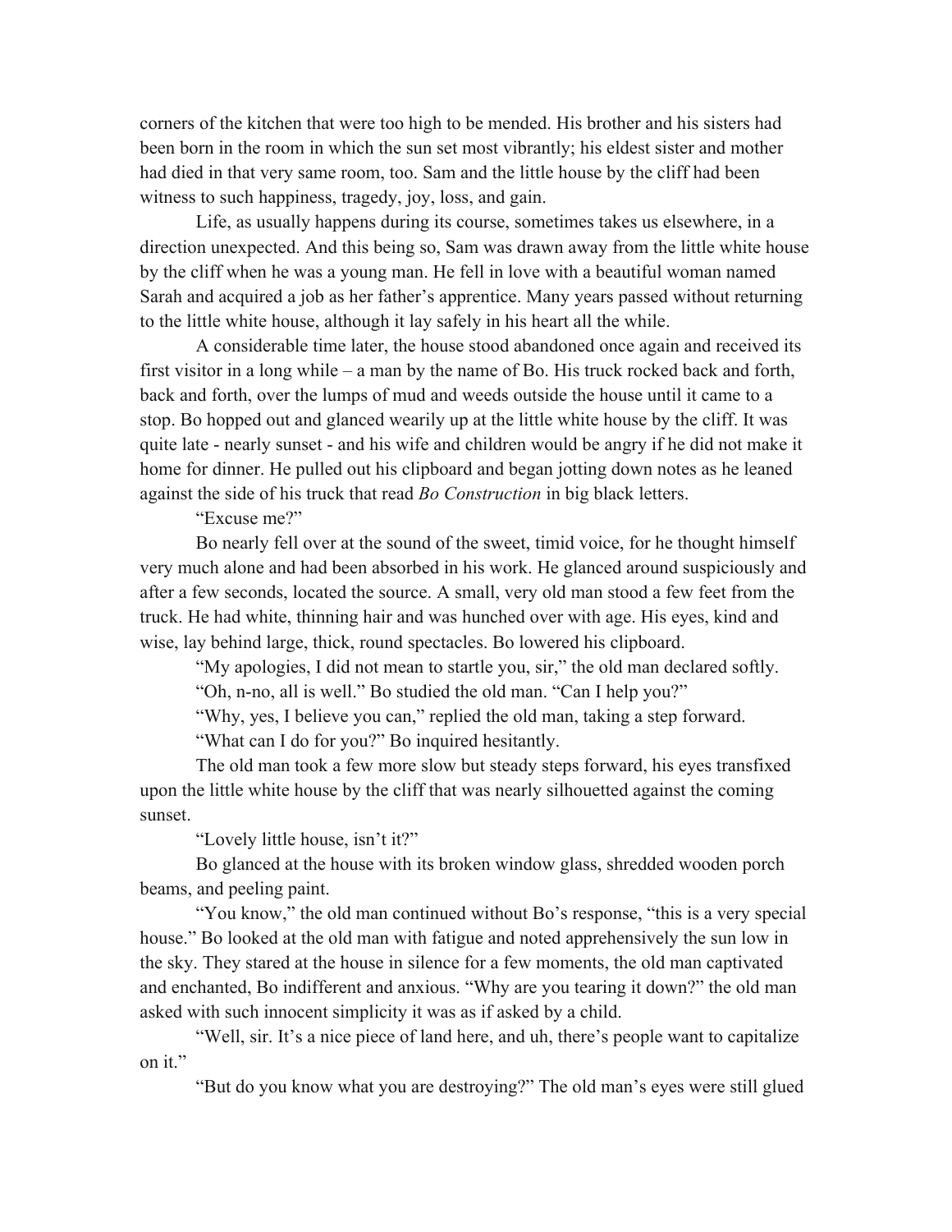corners of the kitchen that were too high to be mended. His brother and his sisters had been born in the room in which the sun set most vibrantly; his eldest sister and mother had died in that very same room, too. Sam and the little house by the cliff had been witness to such happiness, tragedy, joy, loss, and gain.

Life, as usually happens during its course, sometimes takes us elsewhere, in a direction unexpected. And this being so, Sam was drawn away from the little white house by the cliff when he was a young man. He fell in love with a beautiful woman named Sarah and acquired a job as her father's apprentice. Many years passed without returning to the little white house, although it lay safely in his heart all the while.

A considerable time later, the house stood abandoned once again and received its first visitor in a long while – a man by the name of Bo. His truck rocked back and forth, back and forth, over the lumps of mud and weeds outside the house until it came to a stop. Bo hopped out and glanced wearily up at the little white house by the cliff. It was quite late - nearly sunset - and his wife and children would be angry if he did not make it home for dinner. He pulled out his clipboard and began jotting down notes as he leaned against the side of his truck that read *Bo Construction* in big black letters.

"Excuse me?"

Bo nearly fell over at the sound of the sweet, timid voice, for he thought himself very much alone and had been absorbed in his work. He glanced around suspiciously and after a few seconds, located the source. A small, very old man stood a few feet from the truck. He had white, thinning hair and was hunched over with age. His eyes, kind and wise, lay behind large, thick, round spectacles. Bo lowered his clipboard.

"My apologies, I did not mean to startle you, sir," the old man declared softly.

"Oh, n-no, all is well." Bo studied the old man. "Can I help you?"

"Why, yes, I believe you can," replied the old man, taking a step forward.

"What can I do for you?" Bo inquired hesitantly.

The old man took a few more slow but steady steps forward, his eyes transfixed upon the little white house by the cliff that was nearly silhouetted against the coming sunset.

"Lovely little house, isn't it?"

Bo glanced at the house with its broken window glass, shredded wooden porch beams, and peeling paint.

"You know," the old man continued without Bo's response, "this is a very special house." Bo looked at the old man with fatigue and noted apprehensively the sun low in the sky. They stared at the house in silence for a few moments, the old man captivated and enchanted, Bo indifferent and anxious. "Why are you tearing it down?" the old man asked with such innocent simplicity it was as if asked by a child.

"Well, sir. It's a nice piece of land here, and uh, there's people want to capitalize on it."

"But do you know what you are destroying?" The old man's eyes were still glued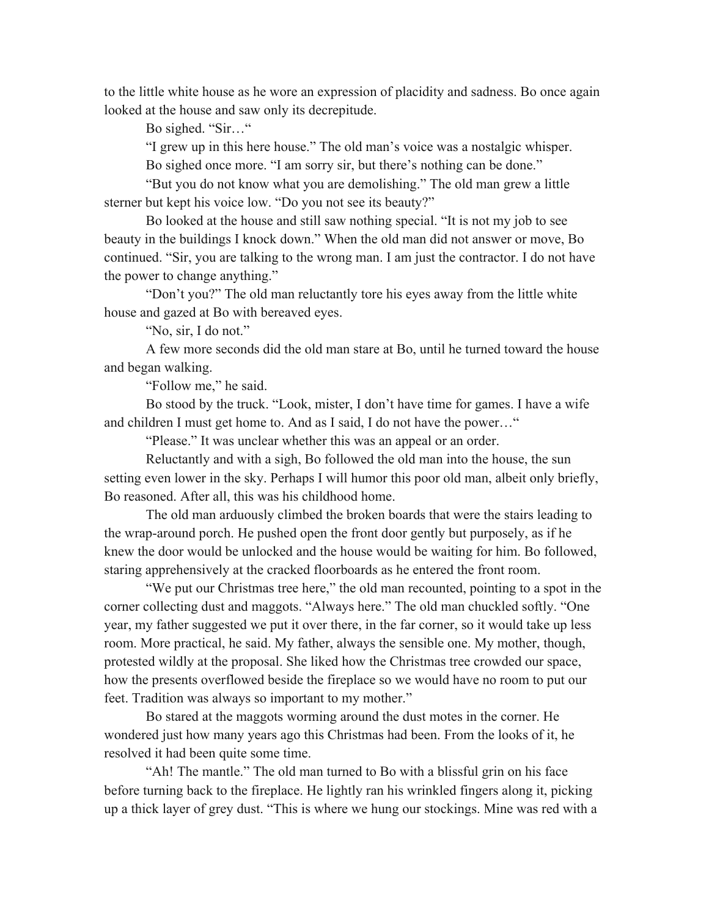to the little white house as he wore an expression of placidity and sadness. Bo once again looked at the house and saw only its decrepitude.

Bo sighed. "Sir…"

"I grew up in this here house." The old man's voice was a nostalgic whisper.

Bo sighed once more. "I am sorry sir, but there's nothing can be done."

"But you do not know what you are demolishing." The old man grew a little sterner but kept his voice low. "Do you not see its beauty?"

Bo looked at the house and still saw nothing special. "It is not my job to see beauty in the buildings I knock down." When the old man did not answer or move, Bo continued. "Sir, you are talking to the wrong man. I am just the contractor. I do not have the power to change anything."

"Don't you?" The old man reluctantly tore his eyes away from the little white house and gazed at Bo with bereaved eyes.

"No, sir, I do not."

A few more seconds did the old man stare at Bo, until he turned toward the house and began walking.

"Follow me," he said.

Bo stood by the truck. "Look, mister, I don't have time for games. I have a wife and children I must get home to. And as I said, I do not have the power…"

"Please." It was unclear whether this was an appeal or an order.

Reluctantly and with a sigh, Bo followed the old man into the house, the sun setting even lower in the sky. Perhaps I will humor this poor old man, albeit only briefly, Bo reasoned. After all, this was his childhood home.

The old man arduously climbed the broken boards that were the stairs leading to the wrap-around porch. He pushed open the front door gently but purposely, as if he knew the door would be unlocked and the house would be waiting for him. Bo followed, staring apprehensively at the cracked floorboards as he entered the front room.

"We put our Christmas tree here," the old man recounted, pointing to a spot in the corner collecting dust and maggots. "Always here." The old man chuckled softly. "One year, my father suggested we put it over there, in the far corner, so it would take up less room. More practical, he said. My father, always the sensible one. My mother, though, protested wildly at the proposal. She liked how the Christmas tree crowded our space, how the presents overflowed beside the fireplace so we would have no room to put our feet. Tradition was always so important to my mother."

Bo stared at the maggots worming around the dust motes in the corner. He wondered just how many years ago this Christmas had been. From the looks of it, he resolved it had been quite some time.

"Ah! The mantle." The old man turned to Bo with a blissful grin on his face before turning back to the fireplace. He lightly ran his wrinkled fingers along it, picking up a thick layer of grey dust. "This is where we hung our stockings. Mine was red with a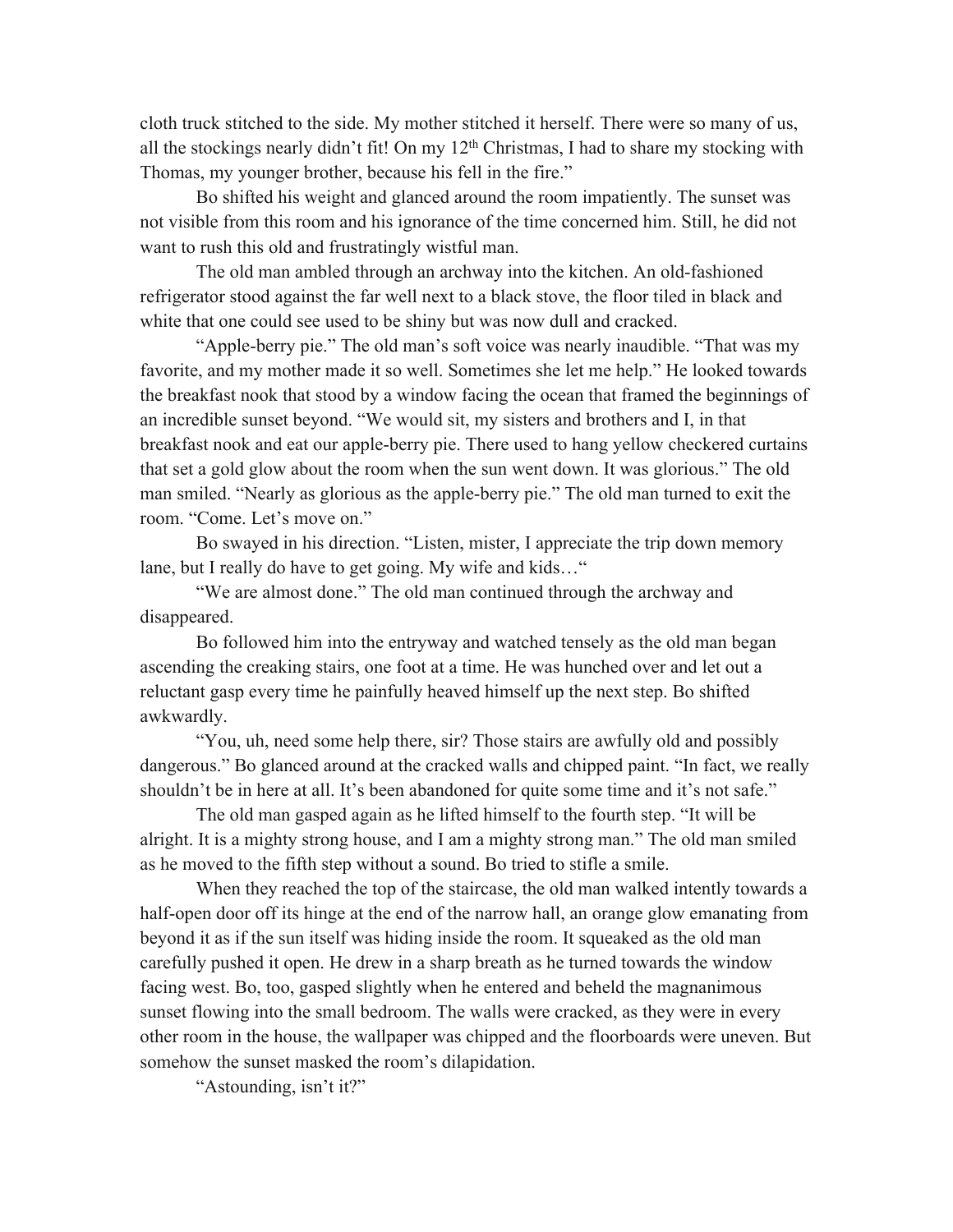cloth truck stitched to the side. My mother stitched it herself. There were so many of us, all the stockings nearly didn't fit! On my 12th Christmas, I had to share my stocking with Thomas, my younger brother, because his fell in the fire."

Bo shifted his weight and glanced around the room impatiently. The sunset was not visible from this room and his ignorance of the time concerned him. Still, he did not want to rush this old and frustratingly wistful man.

The old man ambled through an archway into the kitchen. An old-fashioned refrigerator stood against the far well next to a black stove, the floor tiled in black and white that one could see used to be shiny but was now dull and cracked.

"Apple-berry pie." The old man's soft voice was nearly inaudible. "That was my favorite, and my mother made it so well. Sometimes she let me help." He looked towards the breakfast nook that stood by a window facing the ocean that framed the beginnings of an incredible sunset beyond. "We would sit, my sisters and brothers and I, in that breakfast nook and eat our apple-berry pie. There used to hang yellow checkered curtains that set a gold glow about the room when the sun went down. It was glorious." The old man smiled. "Nearly as glorious as the apple-berry pie." The old man turned to exit the room. "Come. Let's move on."

Bo swayed in his direction. "Listen, mister, I appreciate the trip down memory lane, but I really do have to get going. My wife and kids…"

"We are almost done." The old man continued through the archway and disappeared.

Bo followed him into the entryway and watched tensely as the old man began ascending the creaking stairs, one foot at a time. He was hunched over and let out a reluctant gasp every time he painfully heaved himself up the next step. Bo shifted awkwardly.

"You, uh, need some help there, sir? Those stairs are awfully old and possibly dangerous." Bo glanced around at the cracked walls and chipped paint. "In fact, we really shouldn't be in here at all. It's been abandoned for quite some time and it's not safe."

The old man gasped again as he lifted himself to the fourth step. "It will be alright. It is a mighty strong house, and I am a mighty strong man." The old man smiled as he moved to the fifth step without a sound. Bo tried to stifle a smile.

When they reached the top of the staircase, the old man walked intently towards a half-open door off its hinge at the end of the narrow hall, an orange glow emanating from beyond it as if the sun itself was hiding inside the room. It squeaked as the old man carefully pushed it open. He drew in a sharp breath as he turned towards the window facing west. Bo, too, gasped slightly when he entered and beheld the magnanimous sunset flowing into the small bedroom. The walls were cracked, as they were in every other room in the house, the wallpaper was chipped and the floorboards were uneven. But somehow the sunset masked the room's dilapidation.

"Astounding, isn't it?"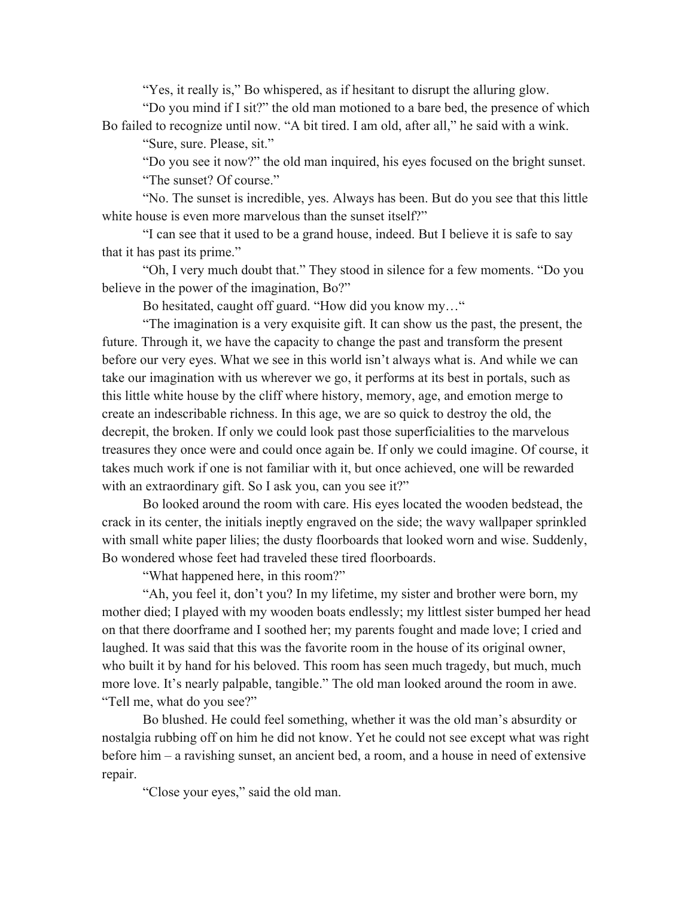“Yes, it really is,” Bo whispered, as if hesitant to disrupt the alluring glow.

“Do you mind if I sit?” the old man motioned to a bare bed, the presence of which Bo failed to recognize until now. “A bit tired. I am old, after all,” he said with a wink.

“Sure, sure. Please, sit.”

“Do you see it now?” the old man inquired, his eyes focused on the bright sunset.

“The sunset? Of course.”

“No. The sunset is incredible, yes. Always has been. But do you see that this little white house is even more marvelous than the sunset itself?”

“I can see that it used to be a grand house, indeed. But I believe it is safe to say that it has past its prime.”

“Oh, I very much doubt that.” They stood in silence for a few moments. “Do you believe in the power of the imagination, Bo?”

Bo hesitated, caught off guard. “How did you know my…“

“The imagination is a very exquisite gift. It can show us the past, the present, the future. Through it, we have the capacity to change the past and transform the present before our very eyes. What we see in this world isn’t always what is. And while we can take our imagination with us wherever we go, it performs at its best in portals, such as this little white house by the cliff where history, memory, age, and emotion merge to create an indescribable richness. In this age, we are so quick to destroy the old, the decrepit, the broken. If only we could look past those superficialities to the marvelous treasures they once were and could once again be. If only we could imagine. Of course, it takes much work if one is not familiar with it, but once achieved, one will be rewarded with an extraordinary gift. So I ask you, can you see it?”

Bo looked around the room with care. His eyes located the wooden bedstead, the crack in its center, the initials ineptly engraved on the side; the wavy wallpaper sprinkled with small white paper lilies; the dusty floorboards that looked worn and wise. Suddenly, Bo wondered whose feet had traveled these tired floorboards.

“What happened here, in this room?”

“Ah, you feel it, don’t you? In my lifetime, my sister and brother were born, my mother died; I played with my wooden boats endlessly; my littlest sister bumped her head on that there doorframe and I soothed her; my parents fought and made love; I cried and laughed. It was said that this was the favorite room in the house of its original owner, who built it by hand for his beloved. This room has seen much tragedy, but much, much more love. It’s nearly palpable, tangible.” The old man looked around the room in awe. “Tell me, what do you see?”

Bo blushed. He could feel something, whether it was the old man’s absurdity or nostalgia rubbing off on him he did not know. Yet he could not see except what was right before him – a ravishing sunset, an ancient bed, a room, and a house in need of extensive repair.

“Close your eyes,” said the old man.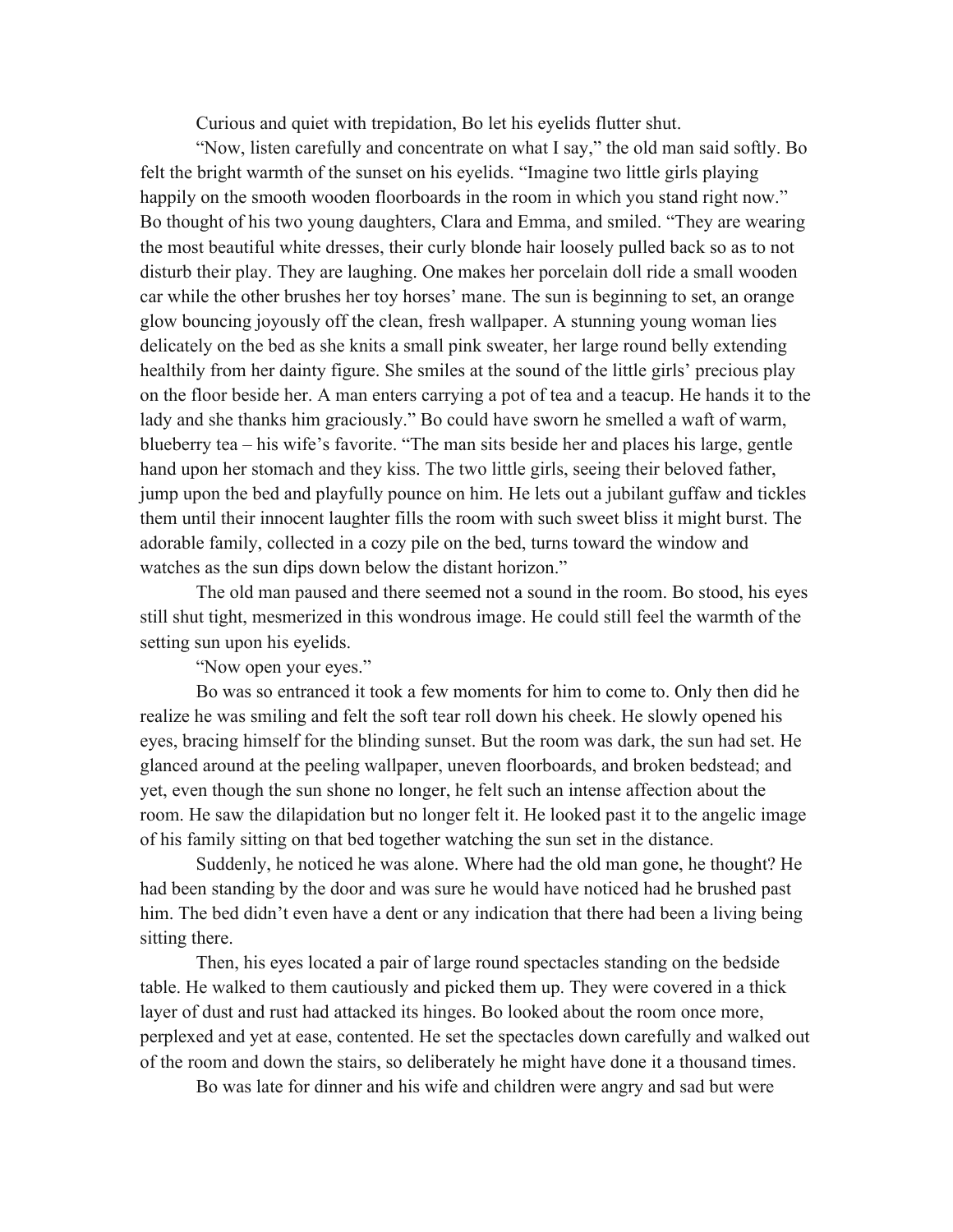Curious and quiet with trepidation, Bo let his eyelids flutter shut.

"Now, listen carefully and concentrate on what I say," the old man said softly. Bo felt the bright warmth of the sunset on his eyelids. "Imagine two little girls playing happily on the smooth wooden floorboards in the room in which you stand right now." Bo thought of his two young daughters, Clara and Emma, and smiled. "They are wearing the most beautiful white dresses, their curly blonde hair loosely pulled back so as to not disturb their play. They are laughing. One makes her porcelain doll ride a small wooden car while the other brushes her toy horses' mane. The sun is beginning to set, an orange glow bouncing joyously off the clean, fresh wallpaper. A stunning young woman lies delicately on the bed as she knits a small pink sweater, her large round belly extending healthily from her dainty figure. She smiles at the sound of the little girls' precious play on the floor beside her. A man enters carrying a pot of tea and a teacup. He hands it to the lady and she thanks him graciously." Bo could have sworn he smelled a waft of warm, blueberry tea – his wife's favorite. "The man sits beside her and places his large, gentle hand upon her stomach and they kiss. The two little girls, seeing their beloved father, jump upon the bed and playfully pounce on him. He lets out a jubilant guffaw and tickles them until their innocent laughter fills the room with such sweet bliss it might burst. The adorable family, collected in a cozy pile on the bed, turns toward the window and watches as the sun dips down below the distant horizon."

The old man paused and there seemed not a sound in the room. Bo stood, his eyes still shut tight, mesmerized in this wondrous image. He could still feel the warmth of the setting sun upon his eyelids.

"Now open your eyes."

Bo was so entranced it took a few moments for him to come to. Only then did he realize he was smiling and felt the soft tear roll down his cheek. He slowly opened his eyes, bracing himself for the blinding sunset. But the room was dark, the sun had set. He glanced around at the peeling wallpaper, uneven floorboards, and broken bedstead; and yet, even though the sun shone no longer, he felt such an intense affection about the room. He saw the dilapidation but no longer felt it. He looked past it to the angelic image of his family sitting on that bed together watching the sun set in the distance.

Suddenly, he noticed he was alone. Where had the old man gone, he thought? He had been standing by the door and was sure he would have noticed had he brushed past him. The bed didn't even have a dent or any indication that there had been a living being sitting there.

Then, his eyes located a pair of large round spectacles standing on the bedside table. He walked to them cautiously and picked them up. They were covered in a thick layer of dust and rust had attacked its hinges. Bo looked about the room once more, perplexed and yet at ease, contented. He set the spectacles down carefully and walked out of the room and down the stairs, so deliberately he might have done it a thousand times.

Bo was late for dinner and his wife and children were angry and sad but were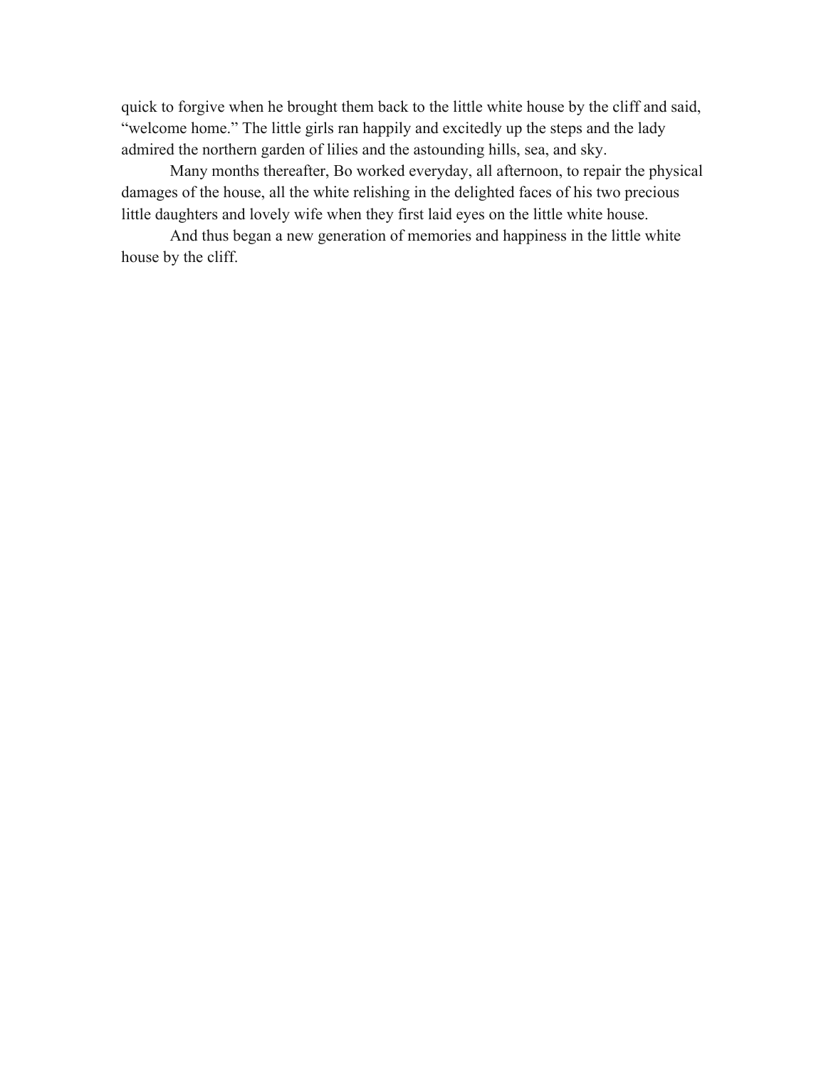quick to forgive when he brought them back to the little white house by the cliff and said, "welcome home." The little girls ran happily and excitedly up the steps and the lady admired the northern garden of lilies and the astounding hills, sea, and sky.

Many months thereafter, Bo worked everyday, all afternoon, to repair the physical damages of the house, all the white relishing in the delighted faces of his two precious little daughters and lovely wife when they first laid eyes on the little white house.

And thus began a new generation of memories and happiness in the little white house by the cliff.